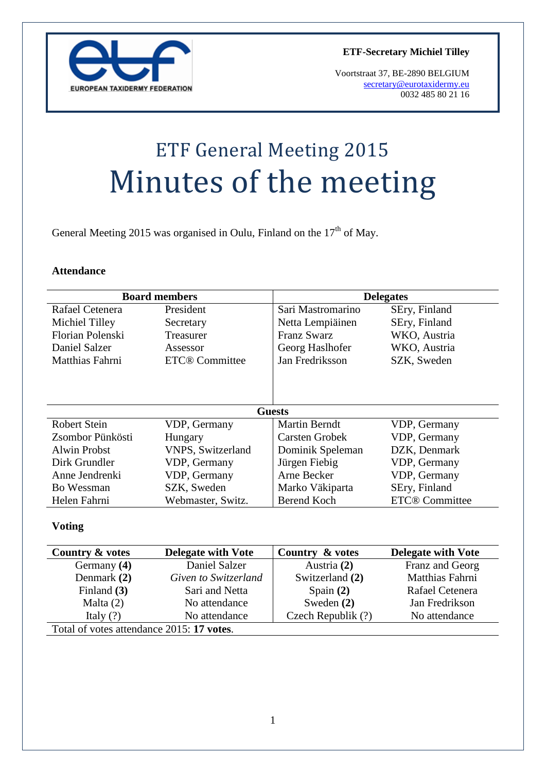**ETF-Secretary Michiel Tilley**

Voortstraat 37, BE-2890 BELGIUM
secretary@eurotaxidermy.eu
0032 485 80 21 16

# ETF General Meeting 2015
# Minutes of the meeting

General Meeting 2015 was organised in Oulu, Finland on the 17th of May.

### Attendance

| Board members | | Delegates | |
|---|---|---|---|
| Rafael Cetenera | President | Sari Mastromarino | SEry, Finland |
| Michiel Tilley | Secretary | Netta Lempiäinen | SEry, Finland |
| Florian Polenski | Treasurer | Franz Swarz | WKO, Austria |
| Daniel Salzer | Assessor | Georg Haslhofer | WKO, Austria |
| Matthias Fahrni | ETC® Committee | Jan Fredriksson | SZK, Sweden |
| **Guests** | | | |
| Robert Stein | VDP, Germany | Martin Berndt | VDP, Germany |
| Zsombor Pünkösti | Hungary | Carsten Grobek | VDP, Germany |
| Alwin Probst | VNPS, Switzerland | Dominik Speleman | DZK, Denmark |
| Dirk Grundler | VDP, Germany | Jürgen Fiebig | VDP, Germany |
| Anne Jendrenki | VDP, Germany | Arne Becker | VDP, Germany |
| Bo Wessman | SZK, Sweden | Marko Väkiparta | SEry, Finland |
| Helen Fahrni | Webmaster, Switz. | Berend Koch | ETC® Committee |

### Voting

| Country & votes | Delegate with Vote | Country & votes | Delegate with Vote |
|---|---|---|---|
| Germany **(4)** | Daniel Salzer | Austria **(2)** | Franz and Georg |
| Denmark **(2)** | *Given to Switzerland* | Switzerland **(2)** | Matthias Fahrni |
| Finland **(3)** | Sari and Netta | Spain **(2)** | Rafael Cetenera |
| Malta (2) | No attendance | Sweden **(2)** | Jan Fredrikson |
| Italy (?) | No attendance | Czech Republik (?) | No attendance |
| Total of votes attendance 2015: **17 votes**. | | | |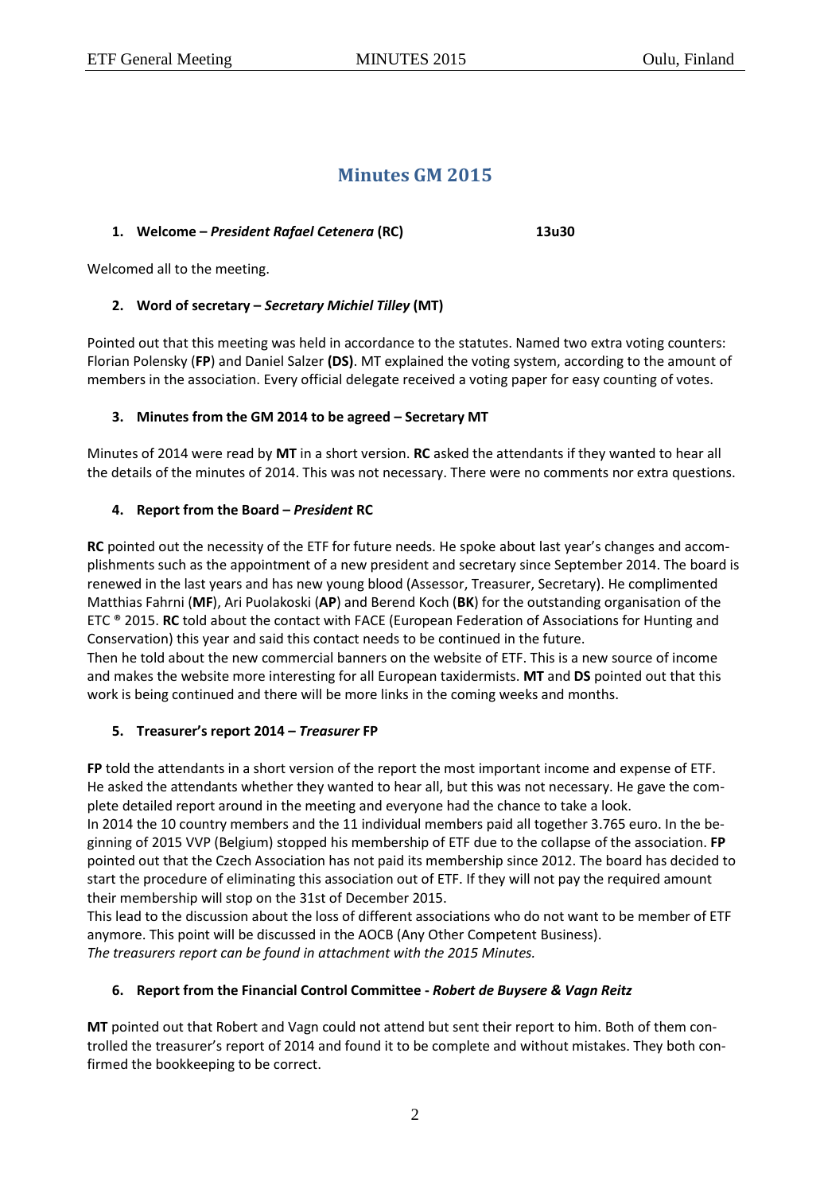# Minutes GM 2015

1. **Welcome – *President Rafael Cetenera* (RC)** **13u30**

Welcomed all to the meeting.

2. **Word of secretary – *Secretary Michiel Tilley* (MT)**

Pointed out that this meeting was held in accordance to the statutes. Named two extra voting counters: Florian Polensky (**FP**) and Daniel Salzer **(DS)**. MT explained the voting system, according to the amount of members in the association. Every official delegate received a voting paper for easy counting of votes.

3. **Minutes from the GM 2014 to be agreed – Secretary MT**

Minutes of 2014 were read by **MT** in a short version. **RC** asked the attendants if they wanted to hear all the details of the minutes of 2014. This was not necessary. There were no comments nor extra questions.

4. **Report from the Board – *President* RC**

**RC** pointed out the necessity of the ETF for future needs. He spoke about last year's changes and accomplishments such as the appointment of a new president and secretary since September 2014. The board is renewed in the last years and has new young blood (Assessor, Treasurer, Secretary). He complimented Matthias Fahrni (**MF**), Ari Puolakoski (**AP**) and Berend Koch (**BK**) for the outstanding organisation of the ETC ® 2015. **RC** told about the contact with FACE (European Federation of Associations for Hunting and Conservation) this year and said this contact needs to be continued in the future.
Then he told about the new commercial banners on the website of ETF. This is a new source of income and makes the website more interesting for all European taxidermists. **MT** and **DS** pointed out that this work is being continued and there will be more links in the coming weeks and months.

5. **Treasurer's report 2014 – *Treasurer* FP**

**FP** told the attendants in a short version of the report the most important income and expense of ETF. He asked the attendants whether they wanted to hear all, but this was not necessary. He gave the complete detailed report around in the meeting and everyone had the chance to take a look.
In 2014 the 10 country members and the 11 individual members paid all together 3.765 euro. In the beginning of 2015 VVP (Belgium) stopped his membership of ETF due to the collapse of the association. **FP** pointed out that the Czech Association has not paid its membership since 2012. The board has decided to start the procedure of eliminating this association out of ETF. If they will not pay the required amount their membership will stop on the 31st of December 2015.
This lead to the discussion about the loss of different associations who do not want to be member of ETF anymore. This point will be discussed in the AOCB (Any Other Competent Business).
*The treasurers report can be found in attachment with the 2015 Minutes.*

6. **Report from the Financial Control Committee - *Robert de Buysere & Vagn Reitz***

**MT** pointed out that Robert and Vagn could not attend but sent their report to him. Both of them controlled the treasurer's report of 2014 and found it to be complete and without mistakes. They both confirmed the bookkeeping to be correct.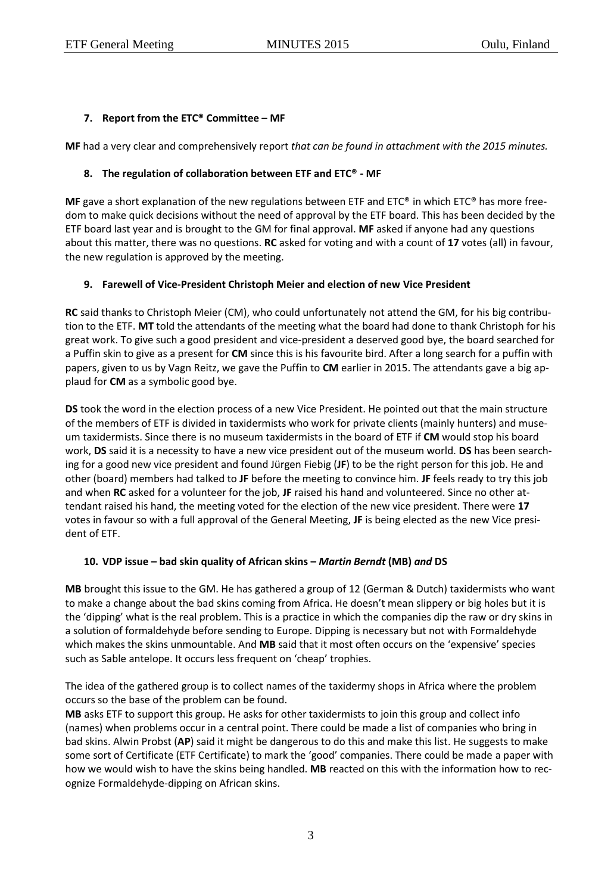### 7. Report from the ETC® Committee – MF

**MF** had a very clear and comprehensively report *that can be found in attachment with the 2015 minutes.*

### 8. The regulation of collaboration between ETF and ETC® - MF

**MF** gave a short explanation of the new regulations between ETF and ETC® in which ETC® has more freedom to make quick decisions without the need of approval by the ETF board. This has been decided by the ETF board last year and is brought to the GM for final approval. **MF** asked if anyone had any questions about this matter, there was no questions. **RC** asked for voting and with a count of **17** votes (all) in favour, the new regulation is approved by the meeting.

### 9. Farewell of Vice-President Christoph Meier and election of new Vice President

**RC** said thanks to Christoph Meier (CM), who could unfortunately not attend the GM, for his big contribution to the ETF. **MT** told the attendants of the meeting what the board had done to thank Christoph for his great work. To give such a good president and vice-president a deserved good bye, the board searched for a Puffin skin to give as a present for **CM** since this is his favourite bird. After a long search for a puffin with papers, given to us by Vagn Reitz, we gave the Puffin to **CM** earlier in 2015. The attendants gave a big applaud for **CM** as a symbolic good bye.

**DS** took the word in the election process of a new Vice President. He pointed out that the main structure of the members of ETF is divided in taxidermists who work for private clients (mainly hunters) and museum taxidermists. Since there is no museum taxidermists in the board of ETF if **CM** would stop his board work, **DS** said it is a necessity to have a new vice president out of the museum world. **DS** has been searching for a good new vice president and found Jürgen Fiebig (**JF**) to be the right person for this job. He and other (board) members had talked to **JF** before the meeting to convince him. **JF** feels ready to try this job and when **RC** asked for a volunteer for the job, **JF** raised his hand and volunteered. Since no other attendant raised his hand, the meeting voted for the election of the new vice president. There were **17** votes in favour so with a full approval of the General Meeting, **JF** is being elected as the new Vice president of ETF.

### 10. VDP issue – bad skin quality of African skins – *Martin Berndt* (MB) *and* DS

**MB** brought this issue to the GM. He has gathered a group of 12 (German & Dutch) taxidermists who want to make a change about the bad skins coming from Africa. He doesn't mean slippery or big holes but it is the 'dipping' what is the real problem. This is a practice in which the companies dip the raw or dry skins in a solution of formaldehyde before sending to Europe. Dipping is necessary but not with Formaldehyde which makes the skins unmountable. And **MB** said that it most often occurs on the 'expensive' species such as Sable antelope. It occurs less frequent on 'cheap' trophies.

The idea of the gathered group is to collect names of the taxidermy shops in Africa where the problem occurs so the base of the problem can be found.

**MB** asks ETF to support this group. He asks for other taxidermists to join this group and collect info (names) when problems occur in a central point. There could be made a list of companies who bring in bad skins. Alwin Probst (**AP**) said it might be dangerous to do this and make this list. He suggests to make some sort of Certificate (ETF Certificate) to mark the 'good' companies. There could be made a paper with how we would wish to have the skins being handled. **MB** reacted on this with the information how to recognize Formaldehyde-dipping on African skins.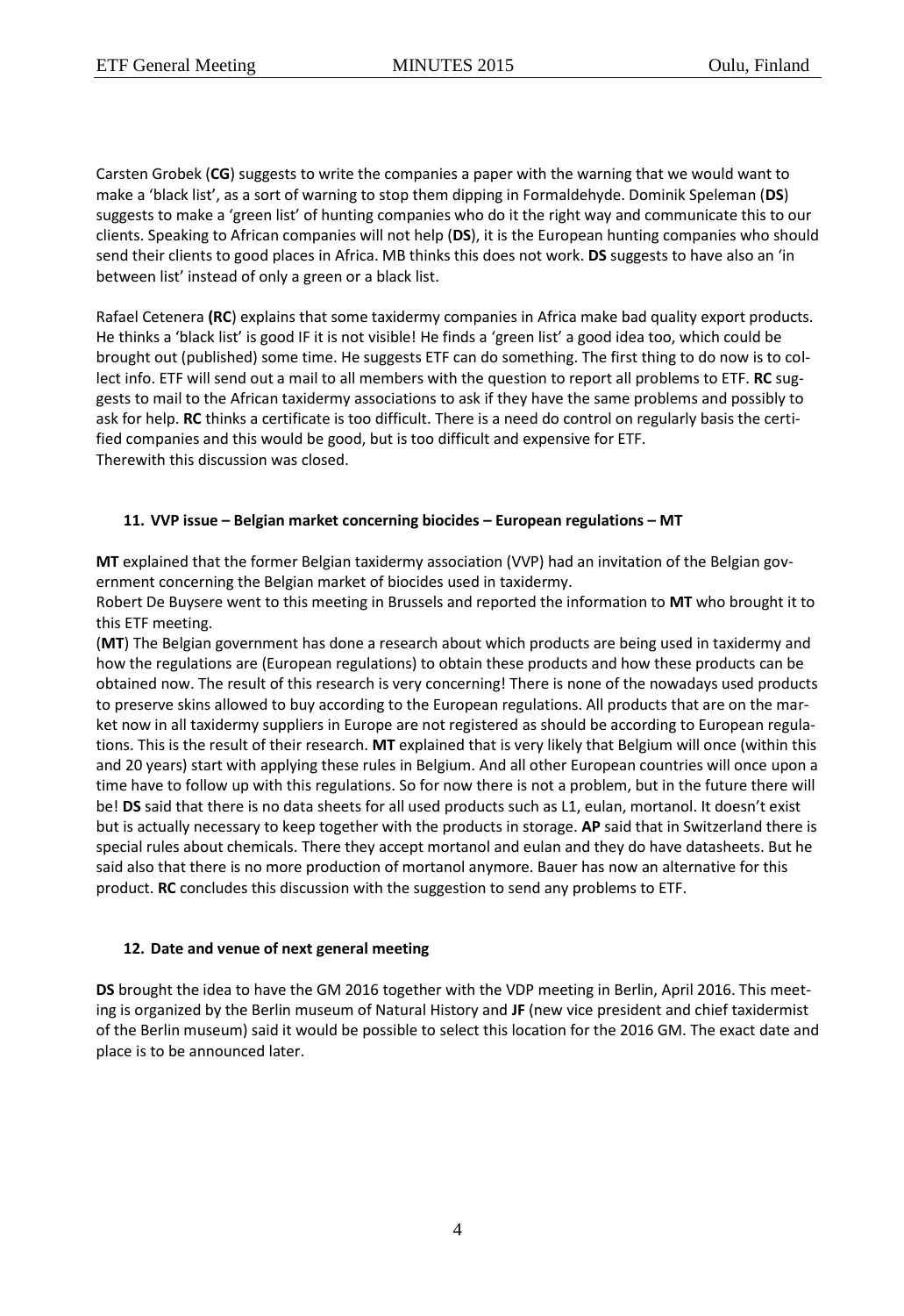Carsten Grobek (**CG**) suggests to write the companies a paper with the warning that we would want to make a 'black list', as a sort of warning to stop them dipping in Formaldehyde. Dominik Speleman (**DS**) suggests to make a 'green list' of hunting companies who do it the right way and communicate this to our clients. Speaking to African companies will not help (**DS**), it is the European hunting companies who should send their clients to good places in Africa. MB thinks this does not work. **DS** suggests to have also an 'in between list' instead of only a green or a black list.

Rafael Cetenera **(RC**) explains that some taxidermy companies in Africa make bad quality export products. He thinks a 'black list' is good IF it is not visible! He finds a 'green list' a good idea too, which could be brought out (published) some time. He suggests ETF can do something. The first thing to do now is to collect info. ETF will send out a mail to all members with the question to report all problems to ETF. **RC** suggests to mail to the African taxidermy associations to ask if they have the same problems and possibly to ask for help. **RC** thinks a certificate is too difficult. There is a need do control on regularly basis the certified companies and this would be good, but is too difficult and expensive for ETF.
Therewith this discussion was closed.

#### 11. VVP issue – Belgian market concerning biocides – European regulations – MT

**MT** explained that the former Belgian taxidermy association (VVP) had an invitation of the Belgian government concerning the Belgian market of biocides used in taxidermy.
Robert De Buysere went to this meeting in Brussels and reported the information to **MT** who brought it to this ETF meeting.
(**MT**) The Belgian government has done a research about which products are being used in taxidermy and how the regulations are (European regulations) to obtain these products and how these products can be obtained now. The result of this research is very concerning! There is none of the nowadays used products to preserve skins allowed to buy according to the European regulations. All products that are on the market now in all taxidermy suppliers in Europe are not registered as should be according to European regulations. This is the result of their research. **MT** explained that is very likely that Belgium will once (within this and 20 years) start with applying these rules in Belgium. And all other European countries will once upon a time have to follow up with this regulations. So for now there is not a problem, but in the future there will be! **DS** said that there is no data sheets for all used products such as L1, eulan, mortanol. It doesn't exist but is actually necessary to keep together with the products in storage. **AP** said that in Switzerland there is special rules about chemicals. There they accept mortanol and eulan and they do have datasheets. But he said also that there is no more production of mortanol anymore. Bauer has now an alternative for this product. **RC** concludes this discussion with the suggestion to send any problems to ETF.

#### 12. Date and venue of next general meeting

**DS** brought the idea to have the GM 2016 together with the VDP meeting in Berlin, April 2016. This meeting is organized by the Berlin museum of Natural History and **JF** (new vice president and chief taxidermist of the Berlin museum) said it would be possible to select this location for the 2016 GM. The exact date and place is to be announced later.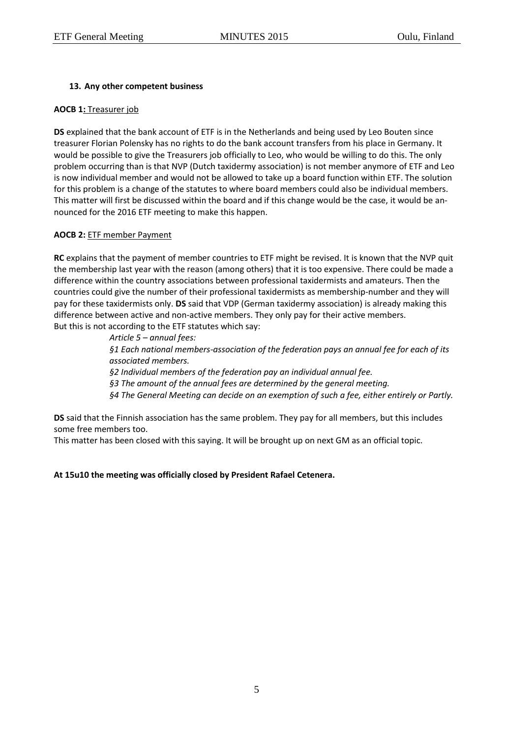### 13. Any other competent business

**AOCB 1:** Treasurer job

**DS** explained that the bank account of ETF is in the Netherlands and being used by Leo Bouten since treasurer Florian Polensky has no rights to do the bank account transfers from his place in Germany. It would be possible to give the Treasurers job officially to Leo, who would be willing to do this. The only problem occurring than is that NVP (Dutch taxidermy association) is not member anymore of ETF and Leo is now individual member and would not be allowed to take up a board function within ETF. The solution for this problem is a change of the statutes to where board members could also be individual members. This matter will first be discussed within the board and if this change would be the case, it would be announced for the 2016 ETF meeting to make this happen.

**AOCB 2:** ETF member Payment

**RC** explains that the payment of member countries to ETF might be revised. It is known that the NVP quit the membership last year with the reason (among others) that it is too expensive. There could be made a difference within the country associations between professional taxidermists and amateurs. Then the countries could give the number of their professional taxidermists as membership-number and they will pay for these taxidermists only. **DS** said that VDP (German taxidermy association) is already making this difference between active and non-active members. They only pay for their active members.
But this is not according to the ETF statutes which say:

> *Article 5 – annual fees:*
> *§1 Each national members-association of the federation pays an annual fee for each of its associated members.*
> *§2 Individual members of the federation pay an individual annual fee.*
> *§3 The amount of the annual fees are determined by the general meeting.*
> *§4 The General Meeting can decide on an exemption of such a fee, either entirely or Partly.*

**DS** said that the Finnish association has the same problem. They pay for all members, but this includes some free members too.
This matter has been closed with this saying. It will be brought up on next GM as an official topic.

**At 15u10 the meeting was officially closed by President Rafael Cetenera.**